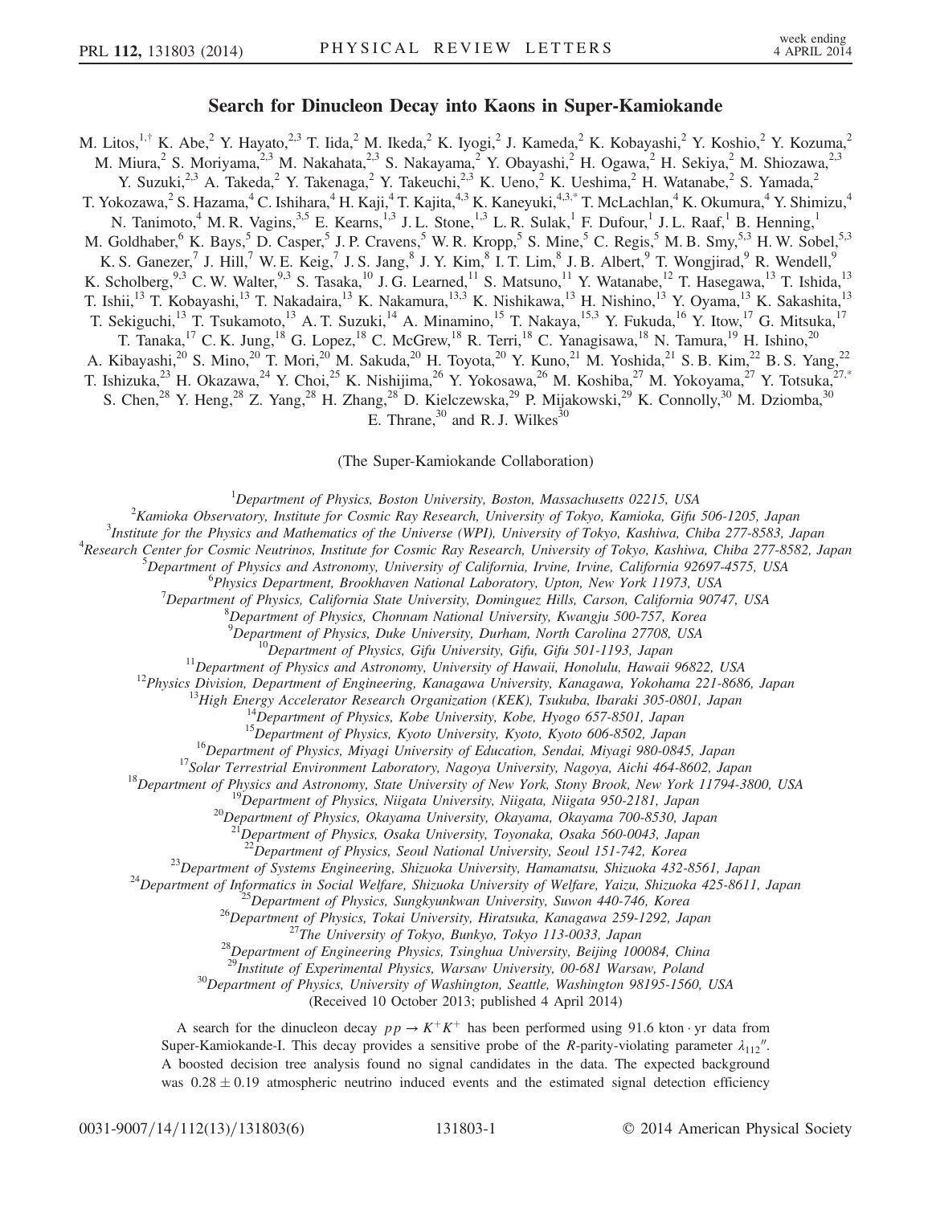# Search for Dinucleon Decay into Kaons in Super-Kamiokande

M. Litos,[1,†] K. Abe,[2] Y. Hayato,[2,3] T. Iida,[2] M. Ikeda,[2] K. Iyogi,[2] J. Kameda,[2] K. Kobayashi,[2] Y. Koshio,[2] Y. Kozuma,[2] M. Miura,[2] S. Moriyama,[2,3] M. Nakahata,[2,3] S. Nakayama,[2] Y. Obayashi,[2] H. Ogawa,[2] H. Sekiya,[2] M. Shiozawa,[2,3] Y. Suzuki,[2,3] A. Takeda,[2] Y. Takenaga,[2] Y. Takeuchi,[2,3] K. Ueno,[2] K. Ueshima,[2] H. Watanabe,[2] S. Yamada,[2] T. Yokozawa,[2] S. Hazama,[4] C. Ishihara,[4] H. Kaji,[4] T. Kajita,[4,3] K. Kaneyuki,[4,3,*] T. McLachlan,[4] K. Okumura,[4] Y. Shimizu,[4] N. Tanimoto,[4] M. R. Vagins,[3,5] E. Kearns,[1,3] J. L. Stone,[1,3] L. R. Sulak,[1] F. Dufour,[1] J. L. Raaf,[1] B. Henning,[1] M. Goldhaber,[6] K. Bays,[5] D. Casper,[5] J. P. Cravens,[5] W. R. Kropp,[5] S. Mine,[5] C. Regis,[5] M. B. Smy,[5,3] H. W. Sobel,[5,3] K. S. Ganezer,[7] J. Hill,[7] W. E. Keig,[7] J. S. Jang,[8] J. Y. Kim,[8] I. T. Lim,[8] J. B. Albert,[9] T. Wongjirad,[9] R. Wendell,[9] K. Scholberg,[9,3] C. W. Walter,[9,3] S. Tasaka,[10] J. G. Learned,[11] S. Matsuno,[11] Y. Watanabe,[12] T. Hasegawa,[13] T. Ishida,[13] T. Ishii,[13] T. Kobayashi,[13] T. Nakadaira,[13] K. Nakamura,[13,3] K. Nishikawa,[13] H. Nishino,[13] Y. Oyama,[13] K. Sakashita,[13] T. Sekiguchi,[13] T. Tsukamoto,[13] A. T. Suzuki,[14] A. Minamino,[15] T. Nakaya,[15,3] Y. Fukuda,[16] Y. Itow,[17] G. Mitsuka,[17] T. Tanaka,[17] C. K. Jung,[18] G. Lopez,[18] C. McGrew,[18] R. Terri,[18] C. Yanagisawa,[18] N. Tamura,[19] H. Ishino,[20] A. Kibayashi,[20] S. Mino,[20] T. Mori,[20] M. Sakuda,[20] H. Toyota,[20] Y. Kuno,[21] M. Yoshida,[21] S. B. Kim,[22] B. S. Yang,[22] T. Ishizuka,[23] H. Okazawa,[24] Y. Choi,[25] K. Nishijima,[26] Y. Yokosawa,[26] M. Koshiba,[27] M. Yokoyama,[27] Y. Totsuka,[27,*] S. Chen,[28] Y. Heng,[28] Z. Yang,[28] H. Zhang,[28] D. Kielczewska,[29] P. Mijakowski,[29] K. Connolly,[30] M. Dziomba,[30] E. Thrane,[30] and R. J. Wilkes[30]

(The Super-Kamiokande Collaboration)

[1]*Department of Physics, Boston University, Boston, Massachusetts 02215, USA*
[2]*Kamioka Observatory, Institute for Cosmic Ray Research, University of Tokyo, Kamioka, Gifu 506-1205, Japan*
[3]*Institute for the Physics and Mathematics of the Universe (WPI), University of Tokyo, Kashiwa, Chiba 277-8583, Japan*
[4]*Research Center for Cosmic Neutrinos, Institute for Cosmic Ray Research, University of Tokyo, Kashiwa, Chiba 277-8582, Japan*
[5]*Department of Physics and Astronomy, University of California, Irvine, Irvine, California 92697-4575, USA*
[6]*Physics Department, Brookhaven National Laboratory, Upton, New York 11973, USA*
[7]*Department of Physics, California State University, Dominguez Hills, Carson, California 90747, USA*
[8]*Department of Physics, Chonnam National University, Kwangju 500-757, Korea*
[9]*Department of Physics, Duke University, Durham, North Carolina 27708, USA*
[10]*Department of Physics, Gifu University, Gifu, Gifu 501-1193, Japan*
[11]*Department of Physics and Astronomy, University of Hawaii, Honolulu, Hawaii 96822, USA*
[12]*Physics Division, Department of Engineering, Kanagawa University, Kanagawa, Yokohama 221-8686, Japan*
[13]*High Energy Accelerator Research Organization (KEK), Tsukuba, Ibaraki 305-0801, Japan*
[14]*Department of Physics, Kobe University, Kobe, Hyogo 657-8501, Japan*
[15]*Department of Physics, Kyoto University, Kyoto, Kyoto 606-8502, Japan*
[16]*Department of Physics, Miyagi University of Education, Sendai, Miyagi 980-0845, Japan*
[17]*Solar Terrestrial Environment Laboratory, Nagoya University, Nagoya, Aichi 464-8602, Japan*
[18]*Department of Physics and Astronomy, State University of New York, Stony Brook, New York 11794-3800, USA*
[19]*Department of Physics, Niigata University, Niigata, Niigata 950-2181, Japan*
[20]*Department of Physics, Okayama University, Okayama, Okayama 700-8530, Japan*
[21]*Department of Physics, Osaka University, Toyonaka, Osaka 560-0043, Japan*
[22]*Department of Physics, Seoul National University, Seoul 151-742, Korea*
[23]*Department of Systems Engineering, Shizuoka University, Hamamatsu, Shizuoka 432-8561, Japan*
[24]*Department of Informatics in Social Welfare, Shizuoka University of Welfare, Yaizu, Shizuoka 425-8611, Japan*
[25]*Department of Physics, Sungkyunkwan University, Suwon 440-746, Korea*
[26]*Department of Physics, Tokai University, Hiratsuka, Kanagawa 259-1292, Japan*
[27]*The University of Tokyo, Bunkyo, Tokyo 113-0033, Japan*
[28]*Department of Engineering Physics, Tsinghua University, Beijing 100084, China*
[29]*Institute of Experimental Physics, Warsaw University, 00-681 Warsaw, Poland*
[30]*Department of Physics, University of Washington, Seattle, Washington 98195-1560, USA*

(Received 10 October 2013; published 4 April 2014)

A search for the dinucleon decay $pp \to K^+K^+$ has been performed using 91.6 kton · yr data from Super-Kamiokande-I. This decay provides a sensitive probe of the $R$-parity-violating parameter $\lambda_{112}''$. A boosted decision tree analysis found no signal candidates in the data. The expected background was $0.28 \pm 0.19$ atmospheric neutrino induced events and the estimated signal detection efficiency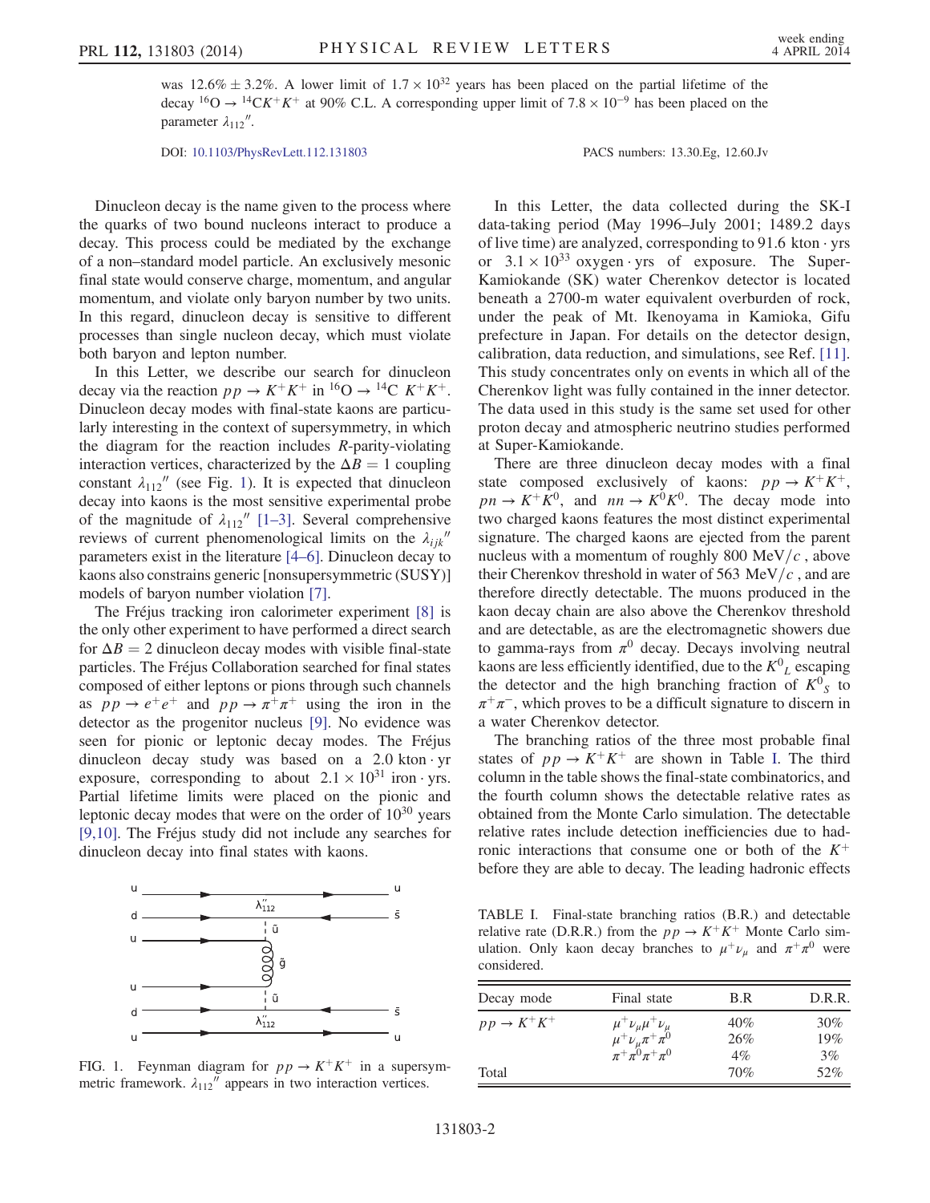was 12.6% ± 3.2%. A lower limit of $1.7 \times 10^{32}$ years has been placed on the partial lifetime of the decay $^{16}\mathrm{O} \rightarrow {}^{14}\mathrm{C}K^+K^+$ at 90% C.L. A corresponding upper limit of $7.8 \times 10^{-9}$ has been placed on the parameter $\lambda_{112}''$.

DOI: 10.1103/PhysRevLett.112.131803 PACS numbers: 13.30.Eg, 12.60.Jv

Dinucleon decay is the name given to the process where the quarks of two bound nucleons interact to produce a decay. This process could be mediated by the exchange of a non–standard model particle. An exclusively mesonic final state would conserve charge, momentum, and angular momentum, and violate only baryon number by two units. In this regard, dinucleon decay is sensitive to different processes than single nucleon decay, which must violate both baryon and lepton number.

In this Letter, we describe our search for dinucleon decay via the reaction $pp \rightarrow K^+K^+$ in $^{16}\mathrm{O} \rightarrow {}^{14}\mathrm{C}\ K^+K^+$. Dinucleon decay modes with final-state kaons are particularly interesting in the context of supersymmetry, in which the diagram for the reaction includes $R$-parity-violating interaction vertices, characterized by the $\Delta B = 1$ coupling constant $\lambda_{112}''$ (see Fig. 1). It is expected that dinucleon decay into kaons is the most sensitive experimental probe of the magnitude of $\lambda_{112}''$ [1–3]. Several comprehensive reviews of current phenomenological limits on the $\lambda_{ijk}''$ parameters exist in the literature [4–6]. Dinucleon decay to kaons also constrains generic [nonsupersymmetric (SUSY)] models of baryon number violation [7].

The Fréjus tracking iron calorimeter experiment [8] is the only other experiment to have performed a direct search for $\Delta B = 2$ dinucleon decay modes with visible final-state particles. The Fréjus Collaboration searched for final states composed of either leptons or pions through such channels as $pp \rightarrow e^+e^+$ and $pp \rightarrow \pi^+\pi^+$ using the iron in the detector as the progenitor nucleus [9]. No evidence was seen for pionic or leptonic decay modes. The Fréjus dinucleon decay study was based on a 2.0 kton · yr exposure, corresponding to about $2.1 \times 10^{31}$ iron · yrs. Partial lifetime limits were placed on the pionic and leptonic decay modes that were on the order of $10^{30}$ years [9,10]. The Fréjus study did not include any searches for dinucleon decay into final states with kaons.

FIG. 1. Feynman diagram for $pp \rightarrow K^+K^+$ in a supersymmetric framework. $\lambda_{112}''$ appears in two interaction vertices.

In this Letter, the data collected during the SK-I data-taking period (May 1996–July 2001; 1489.2 days of live time) are analyzed, corresponding to 91.6 kton · yrs or $3.1 \times 10^{33}$ oxygen · yrs of exposure. The Super-Kamiokande (SK) water Cherenkov detector is located beneath a 2700-m water equivalent overburden of rock, under the peak of Mt. Ikenoyama in Kamioka, Gifu prefecture in Japan. For details on the detector design, calibration, data reduction, and simulations, see Ref. [11]. This study concentrates only on events in which all of the Cherenkov light was fully contained in the inner detector. The data used in this study is the same set used for other proton decay and atmospheric neutrino studies performed at Super-Kamiokande.

There are three dinucleon decay modes with a final state composed exclusively of kaons: $pp \rightarrow K^+K^+$, $pn \rightarrow K^+K^0$, and $nn \rightarrow K^0K^0$. The decay mode into two charged kaons features the most distinct experimental signature. The charged kaons are ejected from the parent nucleus with a momentum of roughly 800 MeV/$c$, above their Cherenkov threshold in water of 563 MeV/$c$, and are therefore directly detectable. The muons produced in the kaon decay chain are also above the Cherenkov threshold and are detectable, as are the electromagnetic showers due to gamma-rays from $\pi^0$ decay. Decays involving neutral kaons are less efficiently identified, due to the $K^0{}_L$ escaping the detector and the high branching fraction of $K^0{}_S$ to $\pi^+\pi^-$, which proves to be a difficult signature to discern in a water Cherenkov detector.

The branching ratios of the three most probable final states of $pp \rightarrow K^+K^+$ are shown in Table I. The third column in the table shows the final-state combinatorics, and the fourth column shows the detectable relative rates as obtained from the Monte Carlo simulation. The detectable relative rates include detection inefficiencies due to hadronic interactions that consume one or both of the $K^+$ before they are able to decay. The leading hadronic effects

TABLE I. Final-state branching ratios (B.R.) and detectable relative rate (D.R.R.) from the $pp \rightarrow K^+K^+$ Monte Carlo simulation. Only kaon decay branches to $\mu^+\nu_\mu$ and $\pi^+\pi^0$ were considered.

| Decay mode | Final state | B.R | D.R.R. |
|---|---|---|---|
| $pp \rightarrow K^+K^+$ | $\mu^+\nu_\mu\mu^+\nu_\mu$ | 40% | 30% |
| | $\mu^+\nu_\mu\pi^+\pi^0$ | 26% | 19% |
| | $\pi^+\pi^0\pi^+\pi^0$ | 4% | 3% |
| Total | | 70% | 52% |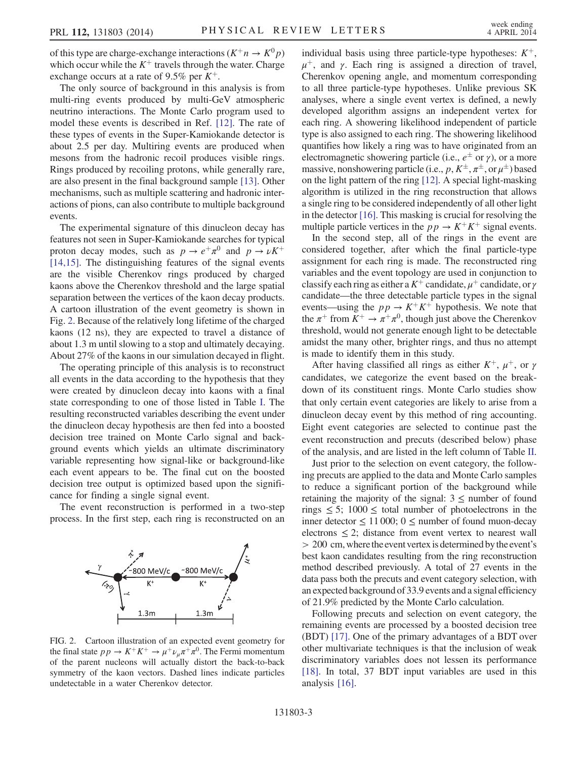of this type are charge-exchange interactions ($K^+n \to K^0p$) which occur while the $K^+$ travels through the water. Charge exchange occurs at a rate of 9.5% per $K^+$.

The only source of background in this analysis is from multi-ring events produced by multi-GeV atmospheric neutrino interactions. The Monte Carlo program used to model these events is described in Ref. [12]. The rate of these types of events in the Super-Kamiokande detector is about 2.5 per day. Multiring events are produced when mesons from the hadronic recoil produces visible rings. Rings produced by recoiling protons, while generally rare, are also present in the final background sample [13]. Other mechanisms, such as multiple scattering and hadronic interactions of pions, can also contribute to multiple background events.

The experimental signature of this dinucleon decay has features not seen in Super-Kamiokande searches for typical proton decay modes, such as $p \to e^+\pi^0$ and $p \to \nu K^+$ [14,15]. The distinguishing features of the signal events are the visible Cherenkov rings produced by charged kaons above the Cherenkov threshold and the large spatial separation between the vertices of the kaon decay products. A cartoon illustration of the event geometry is shown in Fig. 2. Because of the relatively long lifetime of the charged kaons (12 ns), they are expected to travel a distance of about 1.3 m until slowing to a stop and ultimately decaying. About 27% of the kaons in our simulation decayed in flight.

The operating principle of this analysis is to reconstruct all events in the data according to the hypothesis that they were created by dinucleon decay into kaons with a final state corresponding to one of those listed in Table I. The resulting reconstructed variables describing the event under the dinucleon decay hypothesis are then fed into a boosted decision tree trained on Monte Carlo signal and background events which yields an ultimate discriminatory variable representing how signal-like or background-like each event appears to be. The final cut on the boosted decision tree output is optimized based upon the significance for finding a single signal event.

The event reconstruction is performed in a two-step process. In the first step, each ring is reconstructed on an individual basis using three particle-type hypotheses: $K^+$, $\mu^+$, and $\gamma$. Each ring is assigned a direction of travel, Cherenkov opening angle, and momentum corresponding to all three particle-type hypotheses. Unlike previous SK analyses, where a single event vertex is defined, a newly developed algorithm assigns an independent vertex for each ring. A showering likelihood independent of particle type is also assigned to each ring. The showering likelihood quantifies how likely a ring was to have originated from an electromagnetic showering particle (i.e., $e^\pm$ or $\gamma$), or a more massive, nonshowering particle (i.e., $p, K^\pm, \pi^\pm$, or $\mu^\pm$) based on the light pattern of the ring [12]. A special light-masking algorithm is utilized in the ring reconstruction that allows a single ring to be considered independently of all other light in the detector [16]. This masking is crucial for resolving the multiple particle vertices in the $pp \to K^+K^+$ signal events.

In the second step, all of the rings in the event are considered together, after which the final particle-type assignment for each ring is made. The reconstructed ring variables and the event topology are used in conjunction to classify each ring as either a $K^+$ candidate, $\mu^+$ candidate, or $\gamma$ candidate—the three detectable particle types in the signal events—using the $pp \to K^+K^+$ hypothesis. We note that the $\pi^+$ from $K^+ \to \pi^+\pi^0$, though just above the Cherenkov threshold, would not generate enough light to be detectable amidst the many other, brighter rings, and thus no attempt is made to identify them in this study.

After having classified all rings as either $K^+$, $\mu^+$, or $\gamma$ candidates, we categorize the event based on the breakdown of its constituent rings. Monte Carlo studies show that only certain event categories are likely to arise from a dinucleon decay event by this method of ring accounting. Eight event categories are selected to continue past the event reconstruction and precuts (described below) phase of the analysis, and are listed in the left column of Table II.

Just prior to the selection on event category, the following precuts are applied to the data and Monte Carlo samples to reduce a significant portion of the background while retaining the majority of the signal: $3 \leq$ number of found rings $\leq 5$; $1000 \leq$ total number of photoelectrons in the inner detector $\leq 11\,000$; $0 \leq$ number of found muon-decay electrons $\leq 2$; distance from event vertex to nearest wall $> 200$ cm, where the event vertex is determined by the event's best kaon candidates resulting from the ring reconstruction method described previously. A total of 27 events in the data pass both the precuts and event category selection, with an expected background of 33.9 events and a signal efficiency of 21.9% predicted by the Monte Carlo calculation.

Following precuts and selection on event category, the remaining events are processed by a boosted decision tree (BDT) [17]. One of the primary advantages of a BDT over other multivariate techniques is that the inclusion of weak discriminatory variables does not lessen its performance [18]. In total, 37 BDT input variables are used in this analysis [16].

FIG. 2. Cartoon illustration of an expected event geometry for the final state $pp \to K^+K^+ \to \mu^+\nu_\mu\pi^+\pi^0$. The Fermi momentum of the parent nucleons will actually distort the back-to-back symmetry of the kaon vectors. Dashed lines indicate particles undetectable in a water Cherenkov detector.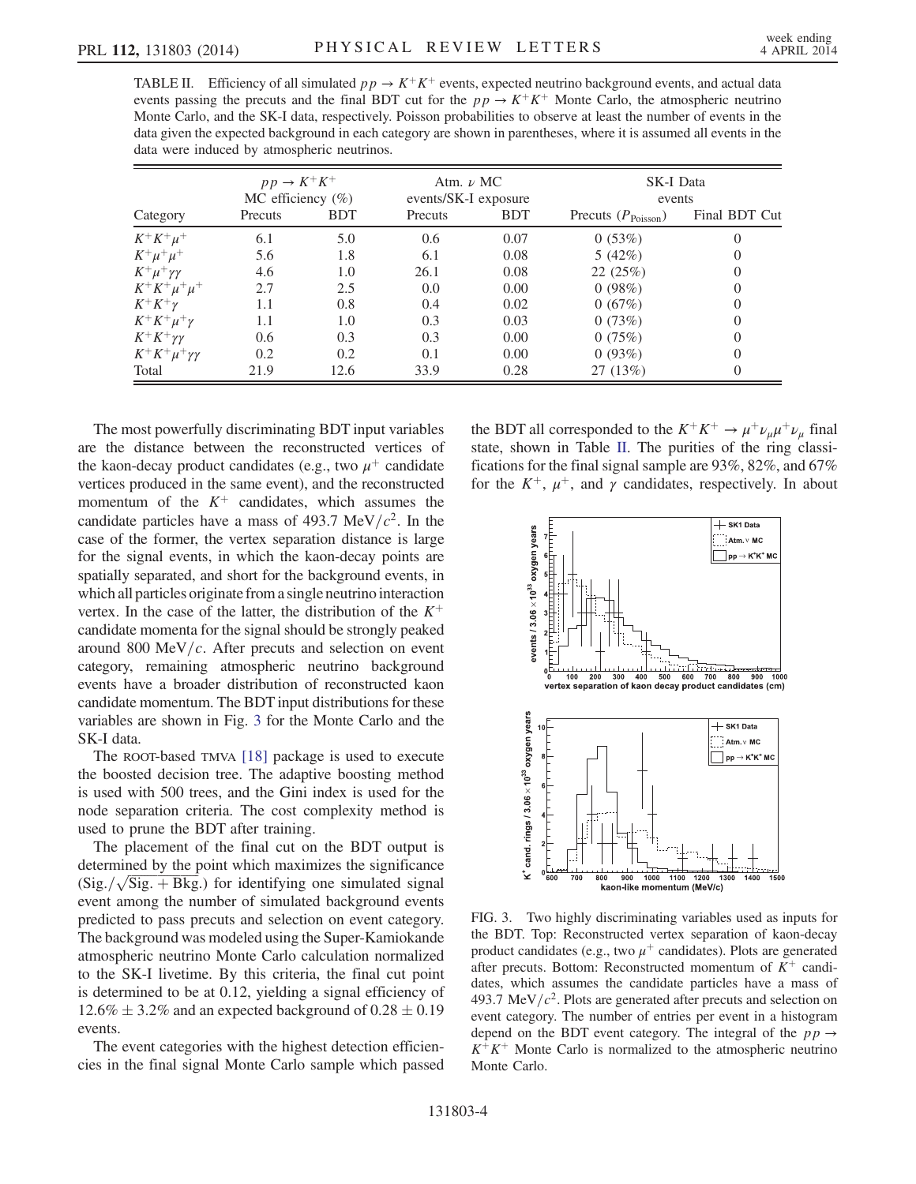TABLE II. Efficiency of all simulated $pp \rightarrow K^+K^+$ events, expected neutrino background events, and actual data events passing the precuts and the final BDT cut for the $pp \rightarrow K^+K^+$ Monte Carlo, the atmospheric neutrino Monte Carlo, and the SK-I data, respectively. Poisson probabilities to observe at least the number of events in the data given the expected background in each category are shown in parentheses, where it is assumed all events in the data were induced by atmospheric neutrinos.

| | $pp \rightarrow K^+K^+$ MC efficiency (%) | | Atm. $\nu$ MC events/SK-I exposure | | SK-I Data events | |
|---|---|---|---|---|---|---|
| Category | Precuts | BDT | Precuts | BDT | Precuts ($P_{\text{Poisson}}$) | Final BDT Cut |
| $K^+K^+\mu^+$ | 6.1 | 5.0 | 0.6 | 0.07 | 0 (53%) | 0 |
| $K^+\mu^+\mu^+$ | 5.6 | 1.8 | 6.1 | 0.08 | 5 (42%) | 0 |
| $K^+\mu^+\gamma\gamma$ | 4.6 | 1.0 | 26.1 | 0.08 | 22 (25%) | 0 |
| $K^+K^+\mu^+\mu^+$ | 2.7 | 2.5 | 0.0 | 0.00 | 0 (98%) | 0 |
| $K^+K^+\gamma$ | 1.1 | 0.8 | 0.4 | 0.02 | 0 (67%) | 0 |
| $K^+K^+\mu^+\gamma$ | 1.1 | 1.0 | 0.3 | 0.03 | 0 (73%) | 0 |
| $K^+K^+\gamma\gamma$ | 0.6 | 0.3 | 0.3 | 0.00 | 0 (75%) | 0 |
| $K^+K^+\mu^+\gamma\gamma$ | 0.2 | 0.2 | 0.1 | 0.00 | 0 (93%) | 0 |
| Total | 21.9 | 12.6 | 33.9 | 0.28 | 27 (13%) | 0 |

The most powerfully discriminating BDT input variables are the distance between the reconstructed vertices of the kaon-decay product candidates (e.g., two $\mu^+$ candidate vertices produced in the same event), and the reconstructed momentum of the $K^+$ candidates, which assumes the candidate particles have a mass of 493.7 MeV/$c^2$. In the case of the former, the vertex separation distance is large for the signal events, in which the kaon-decay points are spatially separated, and short for the background events, in which all particles originate from a single neutrino interaction vertex. In the case of the latter, the distribution of the $K^+$ candidate momenta for the signal should be strongly peaked around 800 MeV/$c$. After precuts and selection on event category, remaining atmospheric neutrino background events have a broader distribution of reconstructed kaon candidate momentum. The BDT input distributions for these variables are shown in Fig. 3 for the Monte Carlo and the SK-I data.

The ROOT-based TMVA [18] package is used to execute the boosted decision tree. The adaptive boosting method is used with 500 trees, and the Gini index is used for the node separation criteria. The cost complexity method is used to prune the BDT after training.

The placement of the final cut on the BDT output is determined by the point which maximizes the significance (Sig./$\sqrt{\text{Sig.} + \text{Bkg.}}$) for identifying one simulated signal event among the number of simulated background events predicted to pass precuts and selection on event category. The background was modeled using the Super-Kamiokande atmospheric neutrino Monte Carlo calculation normalized to the SK-I livetime. By this criteria, the final cut point is determined to be at 0.12, yielding a signal efficiency of $12.6\% \pm 3.2\%$ and an expected background of $0.28 \pm 0.19$ events.

The event categories with the highest detection efficiencies in the final signal Monte Carlo sample which passed the BDT all corresponded to the $K^+K^+ \rightarrow \mu^+\nu_\mu\mu^+\nu_\mu$ final state, shown in Table II. The purities of the ring classifications for the final signal sample are 93%, 82%, and 67% for the $K^+$, $\mu^+$, and $\gamma$ candidates, respectively. In about

FIG. 3. Two highly discriminating variables used as inputs for the BDT. Top: Reconstructed vertex separation of kaon-decay product candidates (e.g., two $\mu^+$ candidates). Plots are generated after precuts. Bottom: Reconstructed momentum of $K^+$ candidates, which assumes the candidate particles have a mass of 493.7 MeV/$c^2$. Plots are generated after precuts and selection on event category. The number of entries per event in a histogram depend on the BDT event category. The integral of the $pp \rightarrow K^+K^+$ Monte Carlo is normalized to the atmospheric neutrino Monte Carlo.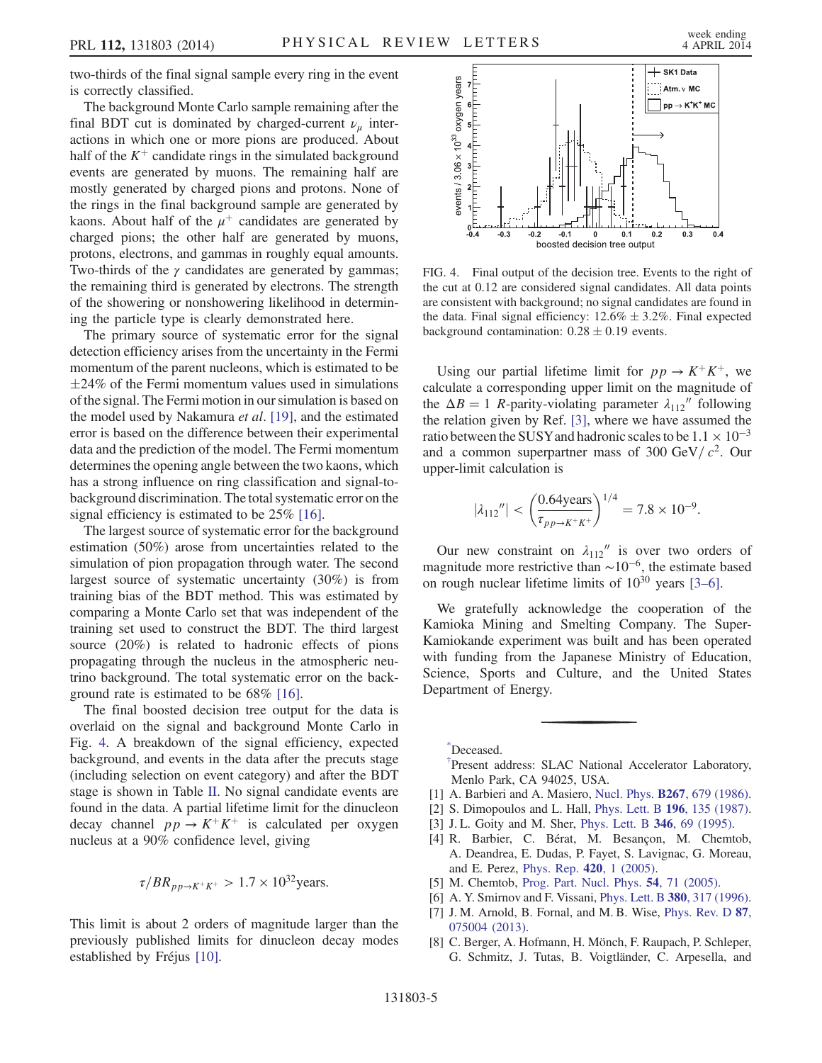two-thirds of the final signal sample every ring in the event is correctly classified.

The background Monte Carlo sample remaining after the final BDT cut is dominated by charged-current $\nu_\mu$ interactions in which one or more pions are produced. About half of the $K^+$ candidate rings in the simulated background events are generated by muons. The remaining half are mostly generated by charged pions and protons. None of the rings in the final background sample are generated by kaons. About half of the $\mu^+$ candidates are generated by charged pions; the other half are generated by muons, protons, electrons, and gammas in roughly equal amounts. Two-thirds of the $\gamma$ candidates are generated by gammas; the remaining third is generated by electrons. The strength of the showering or nonshowering likelihood in determining the particle type is clearly demonstrated here.

The primary source of systematic error for the signal detection efficiency arises from the uncertainty in the Fermi momentum of the parent nucleons, which is estimated to be $\pm 24\%$ of the Fermi momentum values used in simulations of the signal. The Fermi motion in our simulation is based on the model used by Nakamura *et al*. [19], and the estimated error is based on the difference between their experimental data and the prediction of the model. The Fermi momentum determines the opening angle between the two kaons, which has a strong influence on ring classification and signal-to-background discrimination. The total systematic error on the signal efficiency is estimated to be 25% [16].

The largest source of systematic error for the background estimation (50%) arose from uncertainties related to the simulation of pion propagation through water. The second largest source of systematic uncertainty (30%) is from training bias of the BDT method. This was estimated by comparing a Monte Carlo set that was independent of the training set used to construct the BDT. The third largest source (20%) is related to hadronic effects of pions propagating through the nucleus in the atmospheric neutrino background. The total systematic error on the background rate is estimated to be 68% [16].

The final boosted decision tree output for the data is overlaid on the signal and background Monte Carlo in Fig. 4. A breakdown of the signal efficiency, expected background, and events in the data after the precuts stage (including selection on event category) and after the BDT stage is shown in Table II. No signal candidate events are found in the data. A partial lifetime limit for the dinucleon decay channel $pp \to K^+K^+$ is calculated per oxygen nucleus at a 90% confidence level, giving

$$\tau/BR_{pp\to K^+K^+} > 1.7 \times 10^{32}\text{years}.$$

This limit is about 2 orders of magnitude larger than the previously published limits for dinucleon decay modes established by Fréjus [10].

FIG. 4. Final output of the decision tree. Events to the right of the cut at 0.12 are considered signal candidates. All data points are consistent with background; no signal candidates are found in the data. Final signal efficiency: $12.6\% \pm 3.2\%$. Final expected background contamination: $0.28 \pm 0.19$ events.

Using our partial lifetime limit for $pp \to K^+K^+$, we calculate a corresponding upper limit on the magnitude of the $\Delta B = 1$ $R$-parity-violating parameter $\lambda_{112}''$ following the relation given by Ref. [3], where we have assumed the ratio between the SUSY and hadronic scales to be $1.1 \times 10^{-3}$ and a common superpartner mass of 300 GeV/$c^2$. Our upper-limit calculation is

$$|\lambda_{112}''| < \left(\frac{0.64\text{years}}{\tau_{pp\to K^+K^+}}\right)^{1/4} = 7.8 \times 10^{-9}.$$

Our new constraint on $\lambda_{112}''$ is over two orders of magnitude more restrictive than $\sim 10^{-6}$, the estimate based on rough nuclear lifetime limits of $10^{30}$ years [3–6].

We gratefully acknowledge the cooperation of the Kamioka Mining and Smelting Company. The Super-Kamiokande experiment was built and has been operated with funding from the Japanese Ministry of Education, Science, Sports and Culture, and the United States Department of Energy.

---

*Deceased.

†Present address: SLAC National Accelerator Laboratory, Menlo Park, CA 94025, USA.

[1] A. Barbieri and A. Masiero, Nucl. Phys. **B267**, 679 (1986).
[2] S. Dimopoulos and L. Hall, Phys. Lett. B **196**, 135 (1987).
[3] J. L. Goity and M. Sher, Phys. Lett. B **346**, 69 (1995).
[4] R. Barbier, C. Bérat, M. Besançon, M. Chemtob, A. Deandrea, E. Dudas, P. Fayet, S. Lavignac, G. Moreau, and E. Perez, Phys. Rep. **420**, 1 (2005).
[5] M. Chemtob, Prog. Part. Nucl. Phys. **54**, 71 (2005).
[6] A. Y. Smirnov and F. Vissani, Phys. Lett. B **380**, 317 (1996).
[7] J. M. Arnold, B. Fornal, and M. B. Wise, Phys. Rev. D **87**, 075004 (2013).
[8] C. Berger, A. Hofmann, H. Mönch, F. Raupach, P. Schleper, G. Schmitz, J. Tutas, B. Voigtländer, C. Arpesella, and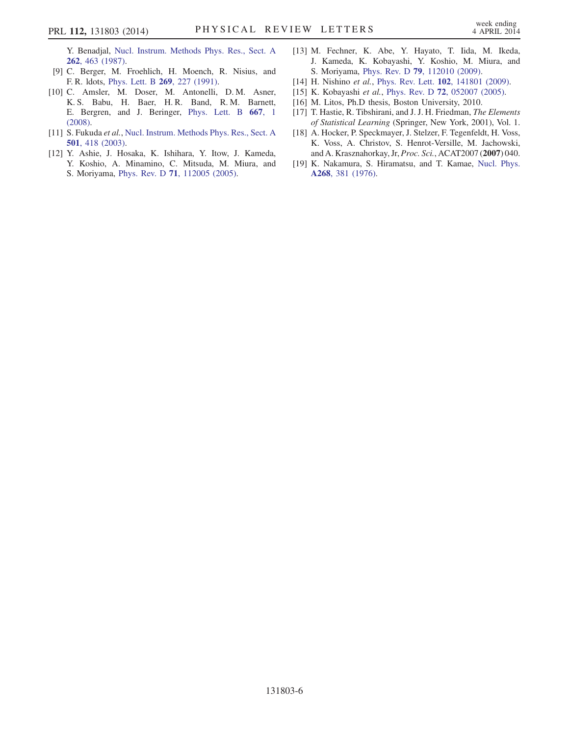Y. Benadjal, Nucl. Instrum. Methods Phys. Res., Sect. A **262**, 463 (1987).

[9] C. Berger, M. Froehlich, H. Moench, R. Nisius, and F. R. ldots, Phys. Lett. B **269**, 227 (1991).

[10] C. Amsler, M. Doser, M. Antonelli, D. M. Asner, K. S. Babu, H. Baer, H. R. Band, R. M. Barnett, E. Bergren, and J. Beringer, Phys. Lett. B **667**, 1 (2008).

[11] S. Fukuda *et al.*, Nucl. Instrum. Methods Phys. Res., Sect. A **501**, 418 (2003).

[12] Y. Ashie, J. Hosaka, K. Ishihara, Y. Itow, J. Kameda, Y. Koshio, A. Minamino, C. Mitsuda, M. Miura, and S. Moriyama, Phys. Rev. D **71**, 112005 (2005).

[13] M. Fechner, K. Abe, Y. Hayato, T. Iida, M. Ikeda, J. Kameda, K. Kobayashi, Y. Koshio, M. Miura, and S. Moriyama, Phys. Rev. D **79**, 112010 (2009).

[14] H. Nishino *et al.*, Phys. Rev. Lett. **102**, 141801 (2009).

[15] K. Kobayashi *et al.*, Phys. Rev. D **72**, 052007 (2005).

[16] M. Litos, Ph.D thesis, Boston University, 2010.

[17] T. Hastie, R. Tibshirani, and J. J. H. Friedman, *The Elements of Statistical Learning* (Springer, New York, 2001), Vol. 1.

[18] A. Hocker, P. Speckmayer, J. Stelzer, F. Tegenfeldt, H. Voss, K. Voss, A. Christov, S. Henrot-Versille, M. Jachowski, and A. Krasznahorkay, Jr, *Proc. Sci.*, ACAT2007 (**2007**) 040.

[19] K. Nakamura, S. Hiramatsu, and T. Kamae, Nucl. Phys. **A268**, 381 (1976).